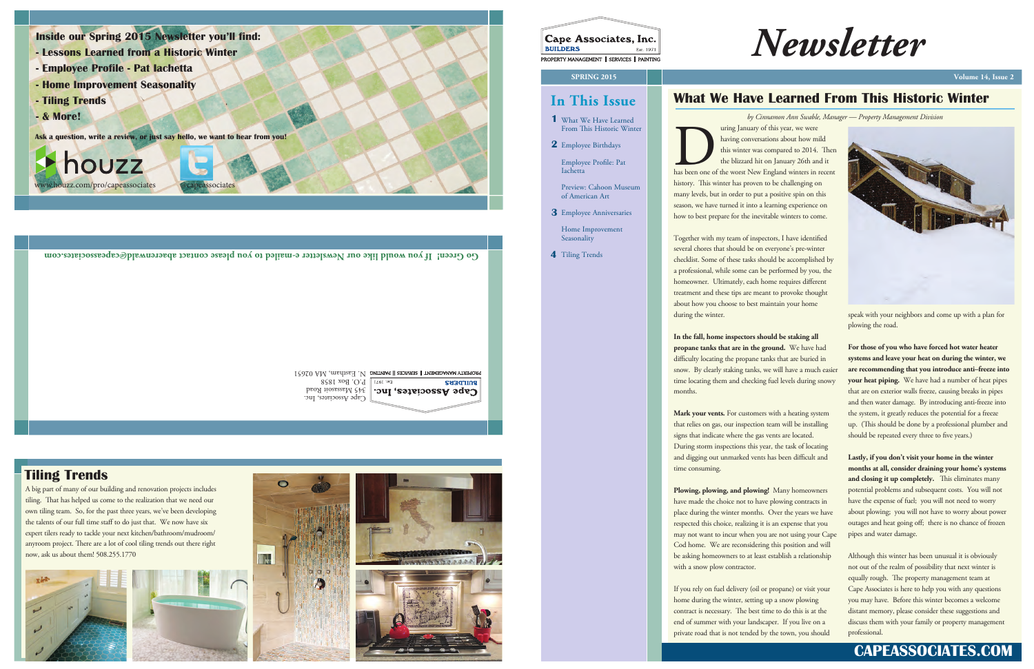**Inside our Spring 2015 Newsletter you'll find:**

- **Lessons Learned from a Historic Winter**
- **Employee Profile - Pat Iachetta**
- **Home Improvement Seasonality**
- **Tiling Trends**
- **& More!**

**Ask a question, write a review, or just say hello, we want to hear from you!**

houzz www.houzz.com/pro/capeassociates

@capeassociates

**Go Green! If you would like our Newsletter e-mailed to you please contact abarrenwald@capeassociates.com**

Cape Associates, Inc.
BUILDERS Est. 1971
PROPERTY MANAGEMENT | SERVICES || PAINTING

Cape Associates, Inc.
345 Massasoit Road
P.O. Box 1858
N. Eastham, MA 02651

## Tiling Trends

A big part of many of our building and renovation projects includes tiling. That has helped us come to the realization that we need our own tiling team. So, for the past three years, we've been developing the talents of our full time staff to do just that. We now have six expert tilers ready to tackle your next kitchen/bathroom/mudroom/anyroom project. There are a lot of cool tiling trends out there right now, ask us about them! 508.255.1770

Cape Associates, Inc.
BUILDERS Est. 1971
PROPERTY MANAGEMENT | SERVICES | PAINTING

# Newsletter

SPRING 2015 — Volume 14, Issue 2

## In This Issue

1. What We Have Learned From This Historic Winter
2. Employee Birthdays
   - Employee Profile: Pat Iachetta
   - Preview: Cahoon Museum of American Art
3. Employee Anniversaries
   - Home Improvement Seasonality
4. Tiling Trends

## What We Have Learned From This Historic Winter

*by Cinnamon Ann Swable, Manager — Property Management Division*

During January of this year, we were having conversations about how mild this winter was compared to 2014. Then the blizzard hit on January 26th and it has been one of the worst New England winters in recent history. This winter has proven to be challenging on many levels, but in order to put a positive spin on this season, we have turned it into a learning experience on how to best prepare for the inevitable winters to come.

Together with my team of inspectors, I have identified several chores that should be on everyone's pre-winter checklist. Some of these tasks should be accomplished by a professional, while some can be performed by you, the homeowner. Ultimately, each home requires different treatment and these tips are meant to provoke thought about how you choose to best maintain your home during the winter.

**In the fall, home inspectors should be staking all propane tanks that are in the ground.** We have had difficulty locating the propane tanks that are buried in snow. By clearly staking tanks, we will have a much easier time locating them and checking fuel levels during snowy months.

**Mark your vents.** For customers with a heating system that relies on gas, our inspection team will be installing signs that indicate where the gas vents are located. During storm inspections this year, the task of locating and digging out unmarked vents has been difficult and time consuming.

**Plowing, plowing, and plowing!** Many homeowners have made the choice not to have plowing contracts in place during the winter months. Over the years we have respected this choice, realizing it is an expense that you may not want to incur when you are not using your Cape Cod home. We are reconsidering this position and will be asking homeowners to at least establish a relationship with a snow plow contractor.

If you rely on fuel delivery (oil or propane) or visit your home during the winter, setting up a snow plowing contract is necessary. The best time to do this is at the end of summer with your landscaper. If you live on a private road that is not tended by the town, you should speak with your neighbors and come up with a plan for plowing the road.

**For those of you who have forced hot water heater systems and leave your heat on during the winter, we are recommending that you introduce anti–freeze into your heat piping.** We have had a number of heat pipes that are on exterior walls freeze, causing breaks in pipes and then water damage. By introducing anti-freeze into the system, it greatly reduces the potential for a freeze up. (This should be done by a professional plumber and should be repeated every three to five years.)

**Lastly, if you don't visit your home in the winter months at all, consider draining your home's systems and closing it up completely.** This eliminates many potential problems and subsequent costs. You will not have the expense of fuel; you will not need to worry about plowing; you will not have to worry about power outages and heat going off; there is no chance of frozen pipes and water damage.

Although this winter has been unusual it is obviously not out of the realm of possibility that next winter is equally rough. The property management team at Cape Associates is here to help you with any questions you may have. Before this winter becomes a welcome distant memory, please consider these suggestions and discuss them with your family or property management professional.

**CAPEASSOCIATES.COM**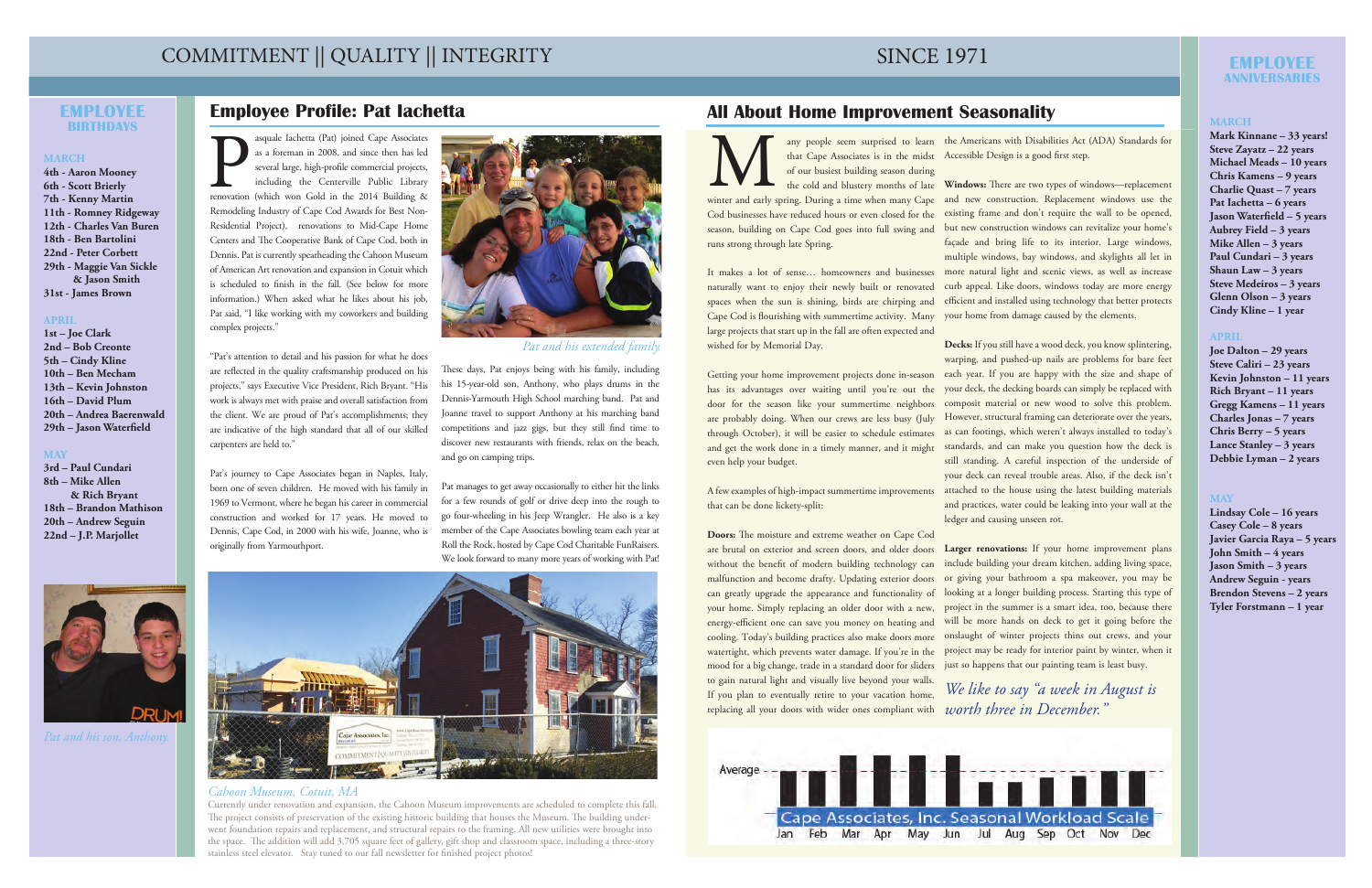COMMITMENT || QUALITY || INTEGRITY

SINCE 1971

## EMPLOYEE BIRTHDAYS

**MARCH**

**4th - Aaron Mooney**
**6th - Scott Brierly**
**7th - Kenny Martin**
**11th - Romney Ridgeway**
**12th - Charles Van Buren**
**18th - Ben Bartolini**
**22nd - Peter Corbett**
**29th - Maggie Van Sickle & Jason Smith**
**31st - James Brown**

**APRIL**

**1st – Joe Clark**
**2nd – Bob Creonte**
**5th – Cindy Kline**
**10th – Ben Mecham**
**13th – Kevin Johnston**
**16th – David Plum**
**20th – Andrea Baerenwald**
**29th – Jason Waterfield**

**MAY**

**3rd – Paul Cundari**
**8th – Mike Allen & Rich Bryant**
**18th – Brandon Mathison**
**20th – Andrew Seguin**
**22nd – J.P. Marjollet**

*Pat and his son, Anthony.*

## Employee Profile: Pat Iachetta

Pasquale Iachetta (Pat) joined Cape Associates as a foreman in 2008, and since then has led several large, high-profile commercial projects, including the Centerville Public Library renovation (which won Gold in the 2014 Building & Remodeling Industry of Cape Cod Awards for Best Non-Residential Project), renovations to Mid-Cape Home Centers and The Cooperative Bank of Cape Cod, both in Dennis. Pat is currently spearheading the Cahoon Museum of American Art renovation and expansion in Cotuit which is scheduled to finish in the fall. (See below for more information.) When asked what he likes about his job, Pat said, "I like working with my coworkers and building complex projects."

"Pat's attention to detail and his passion for what he does are reflected in the quality craftsmanship produced on his projects," says Executive Vice President, Rich Bryant. "His work is always met with praise and overall satisfaction from the client. We are proud of Pat's accomplishments; they are indicative of the high standard that all of our skilled carpenters are held to."

Pat's journey to Cape Associates began in Naples, Italy, born one of seven children. He moved with his family in 1969 to Vermont, where he began his career in commercial construction and worked for 17 years. He moved to Dennis, Cape Cod, in 2000 with his wife, Joanne, who is originally from Yarmouthport.

*Pat and his extended family.*

These days, Pat enjoys being with his family, including his 15-year-old son, Anthony, who plays drums in the Dennis-Yarmouth High School marching band. Pat and Joanne travel to support Anthony at his marching band competitions and jazz gigs, but they still find time to discover new restaurants with friends, relax on the beach, and go on camping trips.

Pat manages to get away occasionally to either hit the links for a few rounds of golf or drive deep into the rough to go four-wheeling in his Jeep Wrangler. He also is a key member of the Cape Associates bowling team each year at Roll the Rock, hosted by Cape Cod Charitable FunRaisers. We look forward to many more years of working with Pat!

*Cahoon Museum, Cotuit, MA*

Currently under renovation and expansion, the Cahoon Museum improvements are scheduled to complete this fall. The project consists of preservation of the existing historic building that houses the Museum. The building underwent foundation repairs and replacement, and structural repairs to the framing. All new utilities were brought into the space. The addition will add 3,705 square feet of gallery, gift shop and classroom space, including a three-story stainless steel elevator. Stay tuned to our fall newsletter for finished project photos!

## All About Home Improvement Seasonality

Many people seem surprised to learn that Cape Associates is in the midst of our busiest building season during the cold and blustery months of late winter and early spring. During a time when many Cape Cod businesses have reduced hours or even closed for the season, building on Cape Cod goes into full swing and runs strong through late Spring.

It makes a lot of sense… homeowners and businesses naturally want to enjoy their newly built or renovated spaces when the sun is shining, birds are chirping and Cape Cod is flourishing with summertime activity. Many large projects that start up in the fall are often expected and wished for by Memorial Day.

Getting your home improvement projects done in-season has its advantages over waiting until you're out the door for the season like your summertime neighbors are probably doing. When our crews are less busy (July through October), it will be easier to schedule estimates and get the work done in a timely manner, and it might even help your budget.

A few examples of high-impact summertime improvements that can be done lickety-split:

**Doors:** The moisture and extreme weather on Cape Cod are brutal on exterior and screen doors, and older doors without the benefit of modern building technology can malfunction and become drafty. Updating exterior doors can greatly upgrade the appearance and functionality of your home. Simply replacing an older door with a new, energy-efficient one can save you money on heating and cooling. Today's building practices also make doors more watertight, which prevents water damage. If you're in the mood for a big change, trade in a standard door for sliders to gain natural light and visually live beyond your walls. If you plan to eventually retire to your vacation home, replacing all your doors with wider ones compliant with the Americans with Disabilities Act (ADA) Standards for Accessible Design is a good first step.

**Windows:** There are two types of windows—replacement and new construction. Replacement windows use the existing frame and don't require the wall to be opened, but new construction windows can revitalize your home's façade and bring life to its interior. Large windows, multiple windows, bay windows, and skylights all let in more natural light and scenic views, as well as increase curb appeal. Like doors, windows today are more energy efficient and installed using technology that better protects your home from damage caused by the elements.

**Decks:** If you still have a wood deck, you know splintering, warping, and pushed-up nails are problems for bare feet each year. If you are happy with the size and shape of your deck, the decking boards can simply be replaced with composit material or new wood to solve this problem. However, structural framing can deteriorate over the years, as can footings, which weren't always installed to today's standards, and can make you question how the deck is still standing. A careful inspection of the underside of your deck can reveal trouble areas. Also, if the deck isn't attached to the house using the latest building materials and practices, water could be leaking into your wall at the ledger and causing unseen rot.

**Larger renovations:** If your home improvement plans include building your dream kitchen, adding living space, or giving your bathroom a spa makeover, you may be looking at a longer building process. Starting this type of project in the summer is a smart idea, too, because there will be more hands on deck to get it going before the onslaught of winter projects thins out crews, and your project may be ready for interior paint by winter, when it just so happens that our painting team is least busy.

*We like to say "a week in August is worth three in December."*

Average

Cape Associates, Inc. Seasonal Workload Scale

Jan Feb Mar Apr May Jun Jul Aug Sep Oct Nov Dec

## EMPLOYEE ANNIVERSARIES

**MARCH**

**Mark Kinnane – 33 years!**
**Steve Zayatz – 22 years**
**Michael Meads – 10 years**
**Chris Kamens – 9 years**
**Charlie Quast – 7 years**
**Pat Iachetta – 6 years**
**Jason Waterfield – 5 years**
**Aubrey Field – 3 years**
**Mike Allen – 3 years**
**Paul Cundari – 3 years**
**Shaun Law – 3 years**
**Steve Medeiros – 3 years**
**Glenn Olson – 3 years**
**Cindy Kline – 1 year**

**APRIL**

**Joe Dalton – 29 years**
**Steve Caliri – 23 years**
**Kevin Johnston – 11 years**
**Rich Bryant – 11 years**
**Gregg Kamens – 11 years**
**Charles Jonas – 7 years**
**Chris Berry – 5 years**
**Lance Stanley – 3 years**
**Debbie Lyman – 2 years**

**MAY**

**Lindsay Cole – 16 years**
**Casey Cole – 8 years**
**Javier Garcia Raya – 5 years**
**John Smith – 4 years**
**Jason Smith – 3 years**
**Andrew Seguin - years**
**Brendon Stevens – 2 years**
**Tyler Forstmann – 1 year**